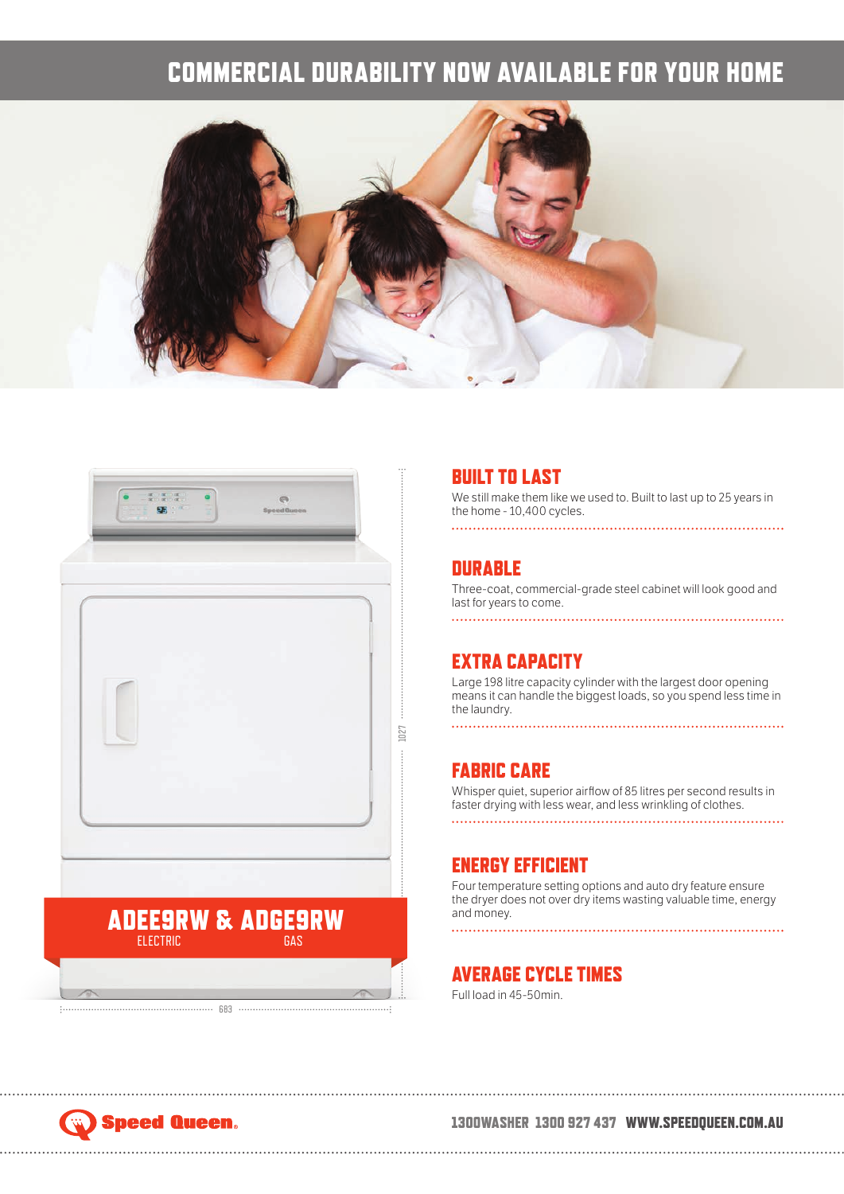# COMMERCIAL DURABILITY NOW AVAILABLE FOR YOUR HOME

## ADEE9RW & ADGE9RW

ELECTRIC GAS

1027

683

### BUILT TO LAST

We still make them like we used to. Built to last up to 25 years in the home - 10,400 cycles.

### DURABLE

Three-coat, commercial-grade steel cabinet will look good and last for years to come.

### EXTRA CAPACITY

Large 198 litre capacity cylinder with the largest door opening means it can handle the biggest loads, so you spend less time in the laundry.

### FABRIC CARE

Whisper quiet, superior airflow of 85 litres per second results in faster drying with less wear, and less wrinkling of clothes.

### ENERGY EFFICIENT

Four temperature setting options and auto dry feature ensure the dryer does not over dry items wasting valuable time, energy and money.

### AVERAGE CYCLE TIMES

Full load in 45-50min.

Speed Queen.

1300WASHER 1300 927 437 WWW.SPEEDQUEEN.COM.AU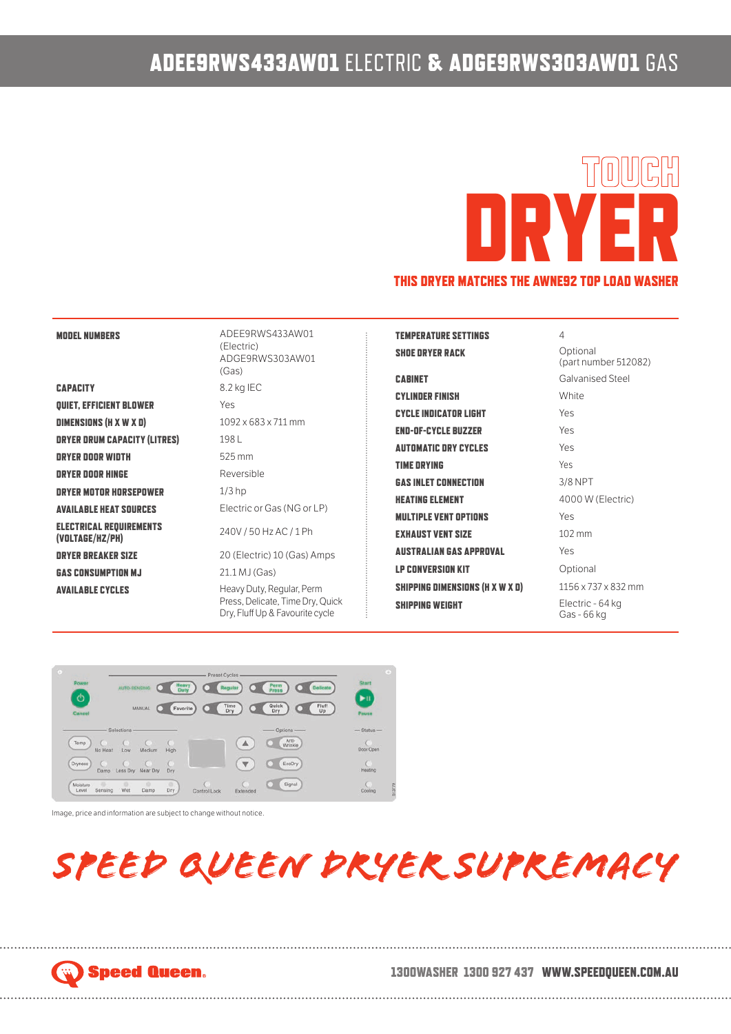# ADEE9RWS433AW01 ELECTRIC & ADGE9RWS303AW01 GAS

# TOUCH DRYER

**THIS DRYER MATCHES THE AWNE92 TOP LOAD WASHER**

| | |
|---|---|
| **MODEL NUMBERS** | ADEE9RWS433AW01 (Electric) ADGE9RWS303AW01 (Gas) |
| **CAPACITY** | 8.2 kg IEC |
| **QUIET, EFFICIENT BLOWER** | Yes |
| **DIMENSIONS (H X W X D)** | 1092 x 683 x 711 mm |
| **DRYER DRUM CAPACITY (LITRES)** | 198 L |
| **DRYER DOOR WIDTH** | 525 mm |
| **DRYER DOOR HINGE** | Reversible |
| **DRYER MOTOR HORSEPOWER** | 1/3 hp |
| **AVAILABLE HEAT SOURCES** | Electric or Gas (NG or LP) |
| **ELECTRICAL REQUIREMENTS (VOLTAGE/HZ/PH)** | 240V / 50 Hz AC / 1 Ph |
| **DRYER BREAKER SIZE** | 20 (Electric) 10 (Gas) Amps |
| **GAS CONSUMPTION MJ** | 21.1 MJ (Gas) |
| **AVAILABLE CYCLES** | Heavy Duty, Regular, Perm Press, Delicate, Time Dry, Quick Dry, Fluff Up & Favourite cycle |
| **TEMPERATURE SETTINGS** | 4 |
| **SHOE DRYER RACK** | Optional (part number 512082) |
| **CABINET** | Galvanised Steel |
| **CYLINDER FINISH** | White |
| **CYCLE INDICATOR LIGHT** | Yes |
| **END-OF-CYCLE BUZZER** | Yes |
| **AUTOMATIC DRY CYCLES** | Yes |
| **TIME DRYING** | Yes |
| **GAS INLET CONNECTION** | 3/8 NPT |
| **HEATING ELEMENT** | 4000 W (Electric) |
| **MULTIPLE VENT OPTIONS** | Yes |
| **EXHAUST VENT SIZE** | 102 mm |
| **AUSTRALIAN GAS APPROVAL** | Yes |
| **LP CONVERSION KIT** | Optional |
| **SHIPPING DIMENSIONS (H X W X D)** | 1156 x 737 x 832 mm |
| **SHIPPING WEIGHT** | Electric - 64 kg Gas - 66 kg |

Image, price and information are subject to change without notice.

## SPEED QUEEN DRYER SUPREMACY

Speed Queen

1300WASHER 1300 927 437 WWW.SPEEDQUEEN.COM.AU